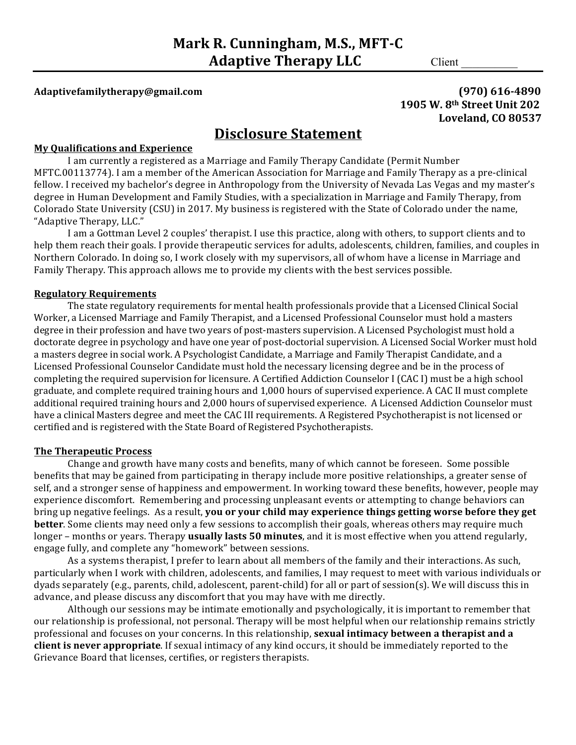# Mark R. Cunningham, M.S., MFT-C
# Adaptive Therapy LLC

Client __________

**Adaptivefamilytherapy@gmail.com**

**(970) 616-4890**
**1905 W. 8th Street Unit 202**
**Loveland, CO 80537**

## Disclosure Statement

**My Qualifications and Experience**

I am currently a registered as a Marriage and Family Therapy Candidate (Permit Number MFTC.00113774). I am a member of the American Association for Marriage and Family Therapy as a pre-clinical fellow. I received my bachelor's degree in Anthropology from the University of Nevada Las Vegas and my master's degree in Human Development and Family Studies, with a specialization in Marriage and Family Therapy, from Colorado State University (CSU) in 2017. My business is registered with the State of Colorado under the name, "Adaptive Therapy, LLC."

I am a Gottman Level 2 couples' therapist. I use this practice, along with others, to support clients and to help them reach their goals. I provide therapeutic services for adults, adolescents, children, families, and couples in Northern Colorado. In doing so, I work closely with my supervisors, all of whom have a license in Marriage and Family Therapy. This approach allows me to provide my clients with the best services possible.

**Regulatory Requirements**

The state regulatory requirements for mental health professionals provide that a Licensed Clinical Social Worker, a Licensed Marriage and Family Therapist, and a Licensed Professional Counselor must hold a masters degree in their profession and have two years of post-masters supervision. A Licensed Psychologist must hold a doctorate degree in psychology and have one year of post-doctorial supervision. A Licensed Social Worker must hold a masters degree in social work. A Psychologist Candidate, a Marriage and Family Therapist Candidate, and a Licensed Professional Counselor Candidate must hold the necessary licensing degree and be in the process of completing the required supervision for licensure. A Certified Addiction Counselor I (CAC I) must be a high school graduate, and complete required training hours and 1,000 hours of supervised experience. A CAC II must complete additional required training hours and 2,000 hours of supervised experience. A Licensed Addiction Counselor must have a clinical Masters degree and meet the CAC III requirements. A Registered Psychotherapist is not licensed or certified and is registered with the State Board of Registered Psychotherapists.

**The Therapeutic Process**

Change and growth have many costs and benefits, many of which cannot be foreseen. Some possible benefits that may be gained from participating in therapy include more positive relationships, a greater sense of self, and a stronger sense of happiness and empowerment. In working toward these benefits, however, people may experience discomfort. Remembering and processing unpleasant events or attempting to change behaviors can bring up negative feelings. As a result, **you or your child may experience things getting worse before they get better**. Some clients may need only a few sessions to accomplish their goals, whereas others may require much longer – months or years. Therapy **usually lasts 50 minutes**, and it is most effective when you attend regularly, engage fully, and complete any "homework" between sessions.

As a systems therapist, I prefer to learn about all members of the family and their interactions. As such, particularly when I work with children, adolescents, and families, I may request to meet with various individuals or dyads separately (e.g., parents, child, adolescent, parent-child) for all or part of session(s). We will discuss this in advance, and please discuss any discomfort that you may have with me directly.

Although our sessions may be intimate emotionally and psychologically, it is important to remember that our relationship is professional, not personal. Therapy will be most helpful when our relationship remains strictly professional and focuses on your concerns. In this relationship, **sexual intimacy between a therapist and a client is never appropriate**. If sexual intimacy of any kind occurs, it should be immediately reported to the Grievance Board that licenses, certifies, or registers therapists.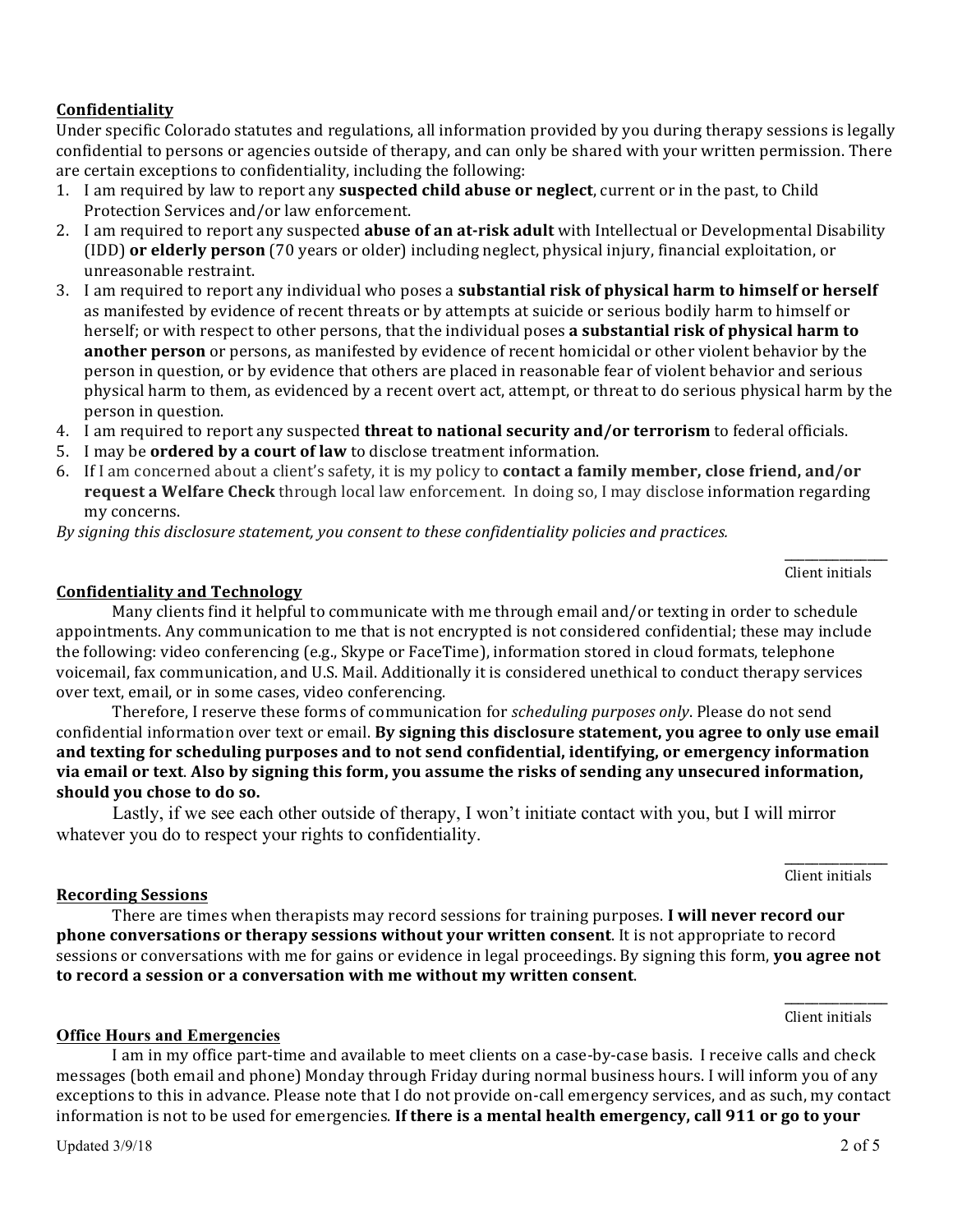## Confidentiality

Under specific Colorado statutes and regulations, all information provided by you during therapy sessions is legally confidential to persons or agencies outside of therapy, and can only be shared with your written permission. There are certain exceptions to confidentiality, including the following:

1. I am required by law to report any **suspected child abuse or neglect**, current or in the past, to Child Protection Services and/or law enforcement.
2. I am required to report any suspected **abuse of an at-risk adult** with Intellectual or Developmental Disability (IDD) **or elderly person** (70 years or older) including neglect, physical injury, financial exploitation, or unreasonable restraint.
3. I am required to report any individual who poses a **substantial risk of physical harm to himself or herself** as manifested by evidence of recent threats or by attempts at suicide or serious bodily harm to himself or herself; or with respect to other persons, that the individual poses **a substantial risk of physical harm to another person** or persons, as manifested by evidence of recent homicidal or other violent behavior by the person in question, or by evidence that others are placed in reasonable fear of violent behavior and serious physical harm to them, as evidenced by a recent overt act, attempt, or threat to do serious physical harm by the person in question.
4. I am required to report any suspected **threat to national security and/or terrorism** to federal officials.
5. I may be **ordered by a court of law** to disclose treatment information.
6. If I am concerned about a client's safety, it is my policy to **contact a family member, close friend, and/or request a Welfare Check** through local law enforcement. In doing so, I may disclose information regarding my concerns.

*By signing this disclosure statement, you consent to these confidentiality policies and practices.*

_______________
Client initials

## Confidentiality and Technology

Many clients find it helpful to communicate with me through email and/or texting in order to schedule appointments. Any communication to me that is not encrypted is not considered confidential; these may include the following: video conferencing (e.g., Skype or FaceTime), information stored in cloud formats, telephone voicemail, fax communication, and U.S. Mail. Additionally it is considered unethical to conduct therapy services over text, email, or in some cases, video conferencing.

Therefore, I reserve these forms of communication for *scheduling purposes only*. Please do not send confidential information over text or email. **By signing this disclosure statement, you agree to only use email and texting for scheduling purposes and to not send confidential, identifying, or emergency information via email or text**. **Also by signing this form, you assume the risks of sending any unsecured information, should you chose to do so.**

Lastly, if we see each other outside of therapy, I won't initiate contact with you, but I will mirror whatever you do to respect your rights to confidentiality.

_______________
Client initials

## Recording Sessions

There are times when therapists may record sessions for training purposes. **I will never record our phone conversations or therapy sessions without your written consent**. It is not appropriate to record sessions or conversations with me for gains or evidence in legal proceedings. By signing this form, **you agree not to record a session or a conversation with me without my written consent**.

_______________
Client initials

## Office Hours and Emergencies

I am in my office part-time and available to meet clients on a case-by-case basis. I receive calls and check messages (both email and phone) Monday through Friday during normal business hours. I will inform you of any exceptions to this in advance. Please note that I do not provide on-call emergency services, and as such, my contact information is not to be used for emergencies. **If there is a mental health emergency, call 911 or go to your**

Updated 3/9/18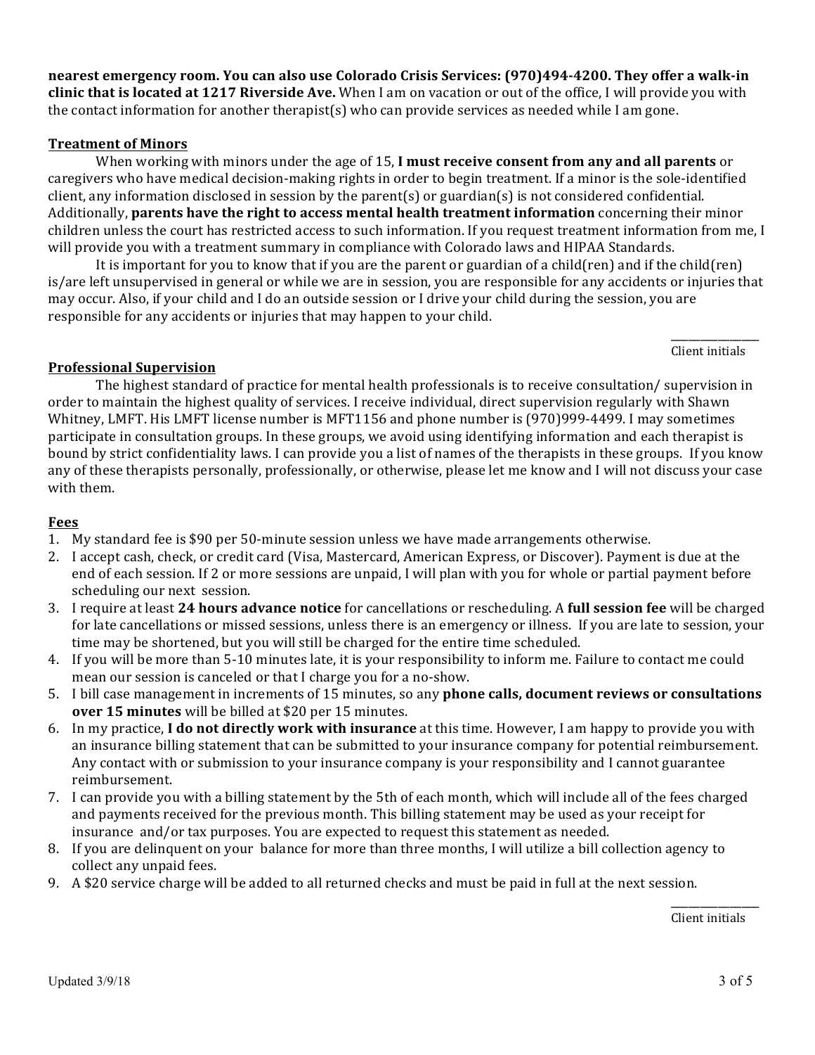**nearest emergency room. You can also use Colorado Crisis Services: (970)494-4200. They offer a walk-in clinic that is located at 1217 Riverside Ave.** When I am on vacation or out of the office, I will provide you with the contact information for another therapist(s) who can provide services as needed while I am gone.

## Treatment of Minors

When working with minors under the age of 15, **I must receive consent from any and all parents** or caregivers who have medical decision-making rights in order to begin treatment. If a minor is the sole-identified client, any information disclosed in session by the parent(s) or guardian(s) is not considered confidential. Additionally, **parents have the right to access mental health treatment information** concerning their minor children unless the court has restricted access to such information. If you request treatment information from me, I will provide you with a treatment summary in compliance with Colorado laws and HIPAA Standards.

It is important for you to know that if you are the parent or guardian of a child(ren) and if the child(ren) is/are left unsupervised in general or while we are in session, you are responsible for any accidents or injuries that may occur. Also, if your child and I do an outside session or I drive your child during the session, you are responsible for any accidents or injuries that may happen to your child.

\_\_\_\_\_\_\_\_\_\_\_\_\_\_
Client initials

## Professional Supervision

The highest standard of practice for mental health professionals is to receive consultation/ supervision in order to maintain the highest quality of services. I receive individual, direct supervision regularly with Shawn Whitney, LMFT. His LMFT license number is MFT1156 and phone number is (970)999-4499. I may sometimes participate in consultation groups. In these groups, we avoid using identifying information and each therapist is bound by strict confidentiality laws. I can provide you a list of names of the therapists in these groups. If you know any of these therapists personally, professionally, or otherwise, please let me know and I will not discuss your case with them.

## Fees

1. My standard fee is $90 per 50-minute session unless we have made arrangements otherwise.
2. I accept cash, check, or credit card (Visa, Mastercard, American Express, or Discover). Payment is due at the end of each session. If 2 or more sessions are unpaid, I will plan with you for whole or partial payment before scheduling our next session.
3. I require at least **24 hours advance notice** for cancellations or rescheduling. A **full session fee** will be charged for late cancellations or missed sessions, unless there is an emergency or illness. If you are late to session, your time may be shortened, but you will still be charged for the entire time scheduled.
4. If you will be more than 5-10 minutes late, it is your responsibility to inform me. Failure to contact me could mean our session is canceled or that I charge you for a no-show.
5. I bill case management in increments of 15 minutes, so any **phone calls, document reviews or consultations over 15 minutes** will be billed at $20 per 15 minutes.
6. In my practice, **I do not directly work with insurance** at this time. However, I am happy to provide you with an insurance billing statement that can be submitted to your insurance company for potential reimbursement. Any contact with or submission to your insurance company is your responsibility and I cannot guarantee reimbursement.
7. I can provide you with a billing statement by the 5th of each month, which will include all of the fees charged and payments received for the previous month. This billing statement may be used as your receipt for insurance and/or tax purposes. You are expected to request this statement as needed.
8. If you are delinquent on your balance for more than three months, I will utilize a bill collection agency to collect any unpaid fees.
9. A $20 service charge will be added to all returned checks and must be paid in full at the next session.

\_\_\_\_\_\_\_\_\_\_\_\_\_\_
Client initials

Updated 3/9/18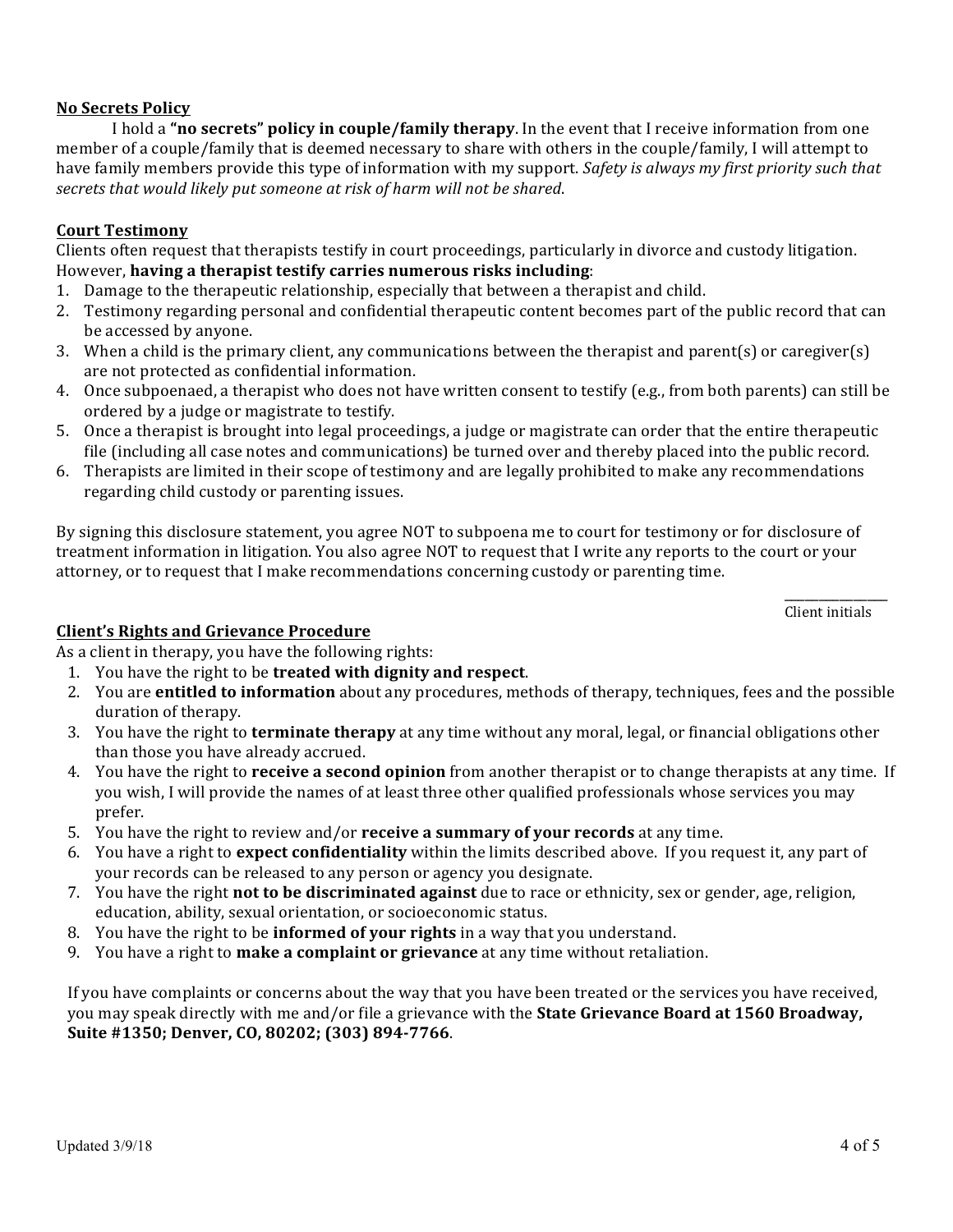**No Secrets Policy**

I hold a **"no secrets" policy in couple/family therapy**. In the event that I receive information from one member of a couple/family that is deemed necessary to share with others in the couple/family, I will attempt to have family members provide this type of information with my support. *Safety is always my first priority such that secrets that would likely put someone at risk of harm will not be shared*.

**Court Testimony**

Clients often request that therapists testify in court proceedings, particularly in divorce and custody litigation. However, **having a therapist testify carries numerous risks including**:

1. Damage to the therapeutic relationship, especially that between a therapist and child.
2. Testimony regarding personal and confidential therapeutic content becomes part of the public record that can be accessed by anyone.
3. When a child is the primary client, any communications between the therapist and parent(s) or caregiver(s) are not protected as confidential information.
4. Once subpoenaed, a therapist who does not have written consent to testify (e.g., from both parents) can still be ordered by a judge or magistrate to testify.
5. Once a therapist is brought into legal proceedings, a judge or magistrate can order that the entire therapeutic file (including all case notes and communications) be turned over and thereby placed into the public record.
6. Therapists are limited in their scope of testimony and are legally prohibited to make any recommendations regarding child custody or parenting issues.

By signing this disclosure statement, you agree NOT to subpoena me to court for testimony or for disclosure of treatment information in litigation. You also agree NOT to request that I write any reports to the court or your attorney, or to request that I make recommendations concerning custody or parenting time.

_______________
Client initials

**Client's Rights and Grievance Procedure**

As a client in therapy, you have the following rights:

1. You have the right to be **treated with dignity and respect**.
2. You are **entitled to information** about any procedures, methods of therapy, techniques, fees and the possible duration of therapy.
3. You have the right to **terminate therapy** at any time without any moral, legal, or financial obligations other than those you have already accrued.
4. You have the right to **receive a second opinion** from another therapist or to change therapists at any time. If you wish, I will provide the names of at least three other qualified professionals whose services you may prefer.
5. You have the right to review and/or **receive a summary of your records** at any time.
6. You have a right to **expect confidentiality** within the limits described above. If you request it, any part of your records can be released to any person or agency you designate.
7. You have the right **not to be discriminated against** due to race or ethnicity, sex or gender, age, religion, education, ability, sexual orientation, or socioeconomic status.
8. You have the right to be **informed of your rights** in a way that you understand.
9. You have a right to **make a complaint or grievance** at any time without retaliation.

If you have complaints or concerns about the way that you have been treated or the services you have received, you may speak directly with me and/or file a grievance with the **State Grievance Board at 1560 Broadway, Suite #1350; Denver, CO, 80202; (303) 894-7766**.

Updated 3/9/18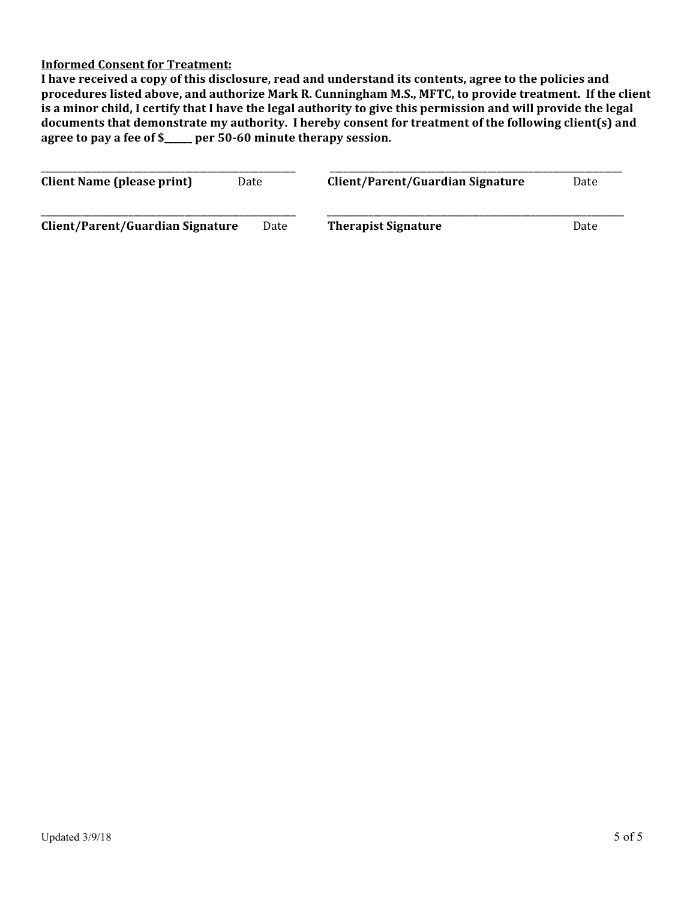**Informed Consent for Treatment:**

**I have received a copy of this disclosure, read and understand its contents, agree to the policies and procedures listed above, and authorize Mark R. Cunningham M.S., MFTC, to provide treatment. If the client is a minor child, I certify that I have the legal authority to give this permission and will provide the legal documents that demonstrate my authority. I hereby consent for treatment of the following client(s) and agree to pay a fee of $______ per 50-60 minute therapy session.**

| | |
|---|---|
| ______________________________ | ______________________________ |
| **Client Name (please print)** Date | **Client/Parent/Guardian Signature** Date |
| ______________________________ | ______________________________ |
| **Client/Parent/Guardian Signature** Date | **Therapist Signature** Date |

Updated 3/9/18